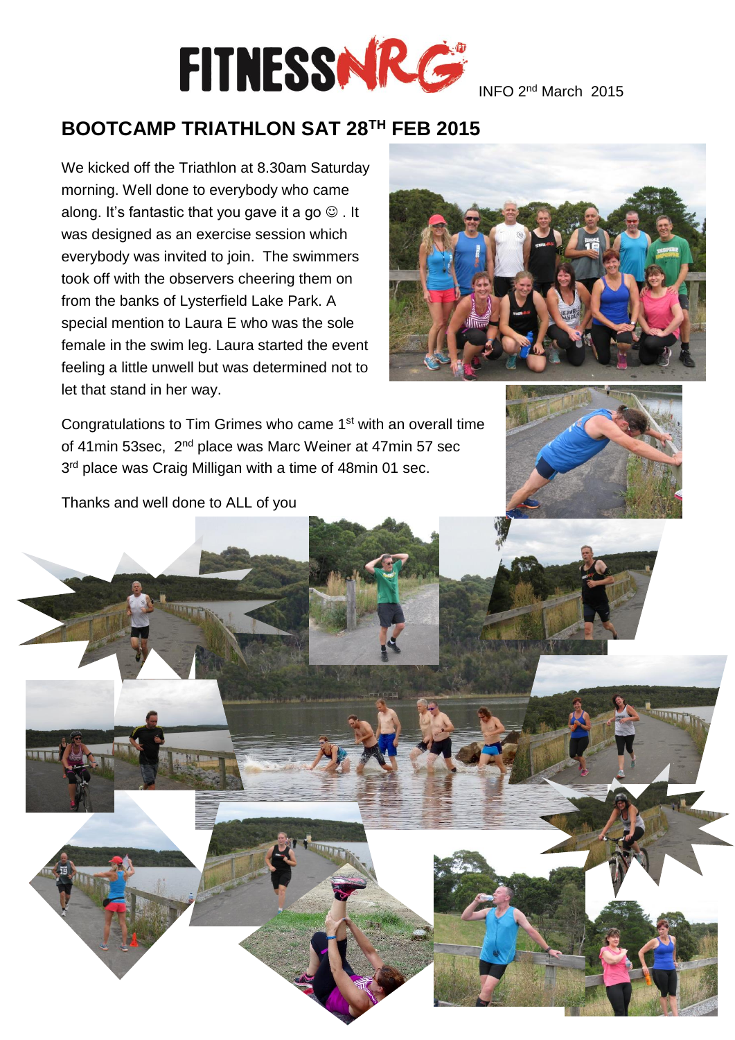# FITNESSNRG

INFO 2nd March 2015

## BOOTCAMP TRIATHLON SAT 28TH FEB 2015

We kicked off the Triathlon at 8.30am Saturday morning. Well done to everybody who came along. It's fantastic that you gave it a go ☺ . It was designed as an exercise session which everybody was invited to join. The swimmers took off with the observers cheering them on from the banks of Lysterfield Lake Park. A special mention to Laura E who was the sole female in the swim leg. Laura started the event feeling a little unwell but was determined not to let that stand in her way.

Congratulations to Tim Grimes who came 1st with an overall time of 41min 53sec, 2nd place was Marc Weiner at 47min 57 sec 3rd place was Craig Milligan with a time of 48min 01 sec.

Thanks and well done to ALL of you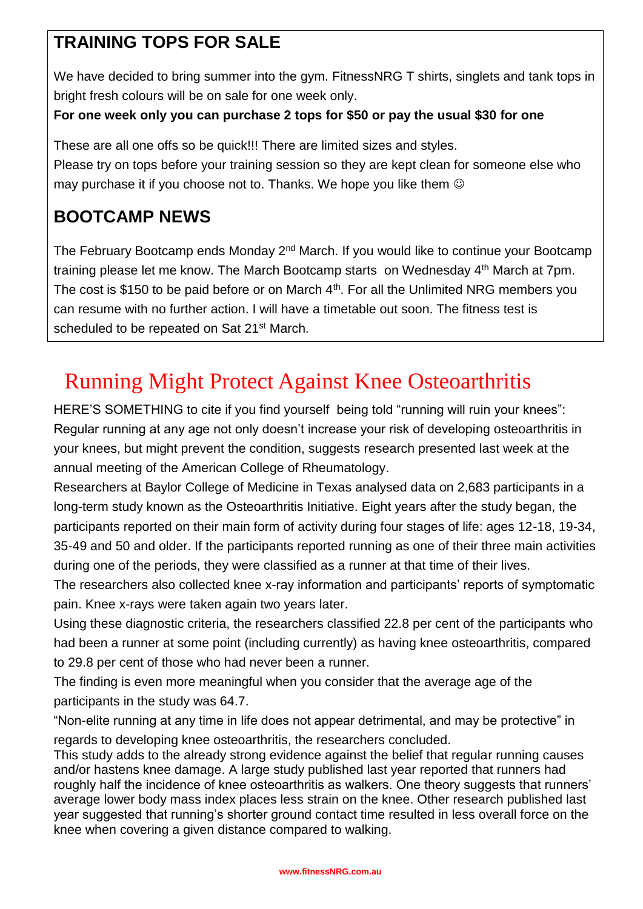## TRAINING TOPS FOR SALE

We have decided to bring summer into the gym. FitnessNRG T shirts, singlets and tank tops in bright fresh colours will be on sale for one week only.

**For one week only you can purchase 2 tops for $50 or pay the usual $30 for one**

These are all one offs so be quick!!! There are limited sizes and styles.
Please try on tops before your training session so they are kept clean for someone else who may purchase it if you choose not to. Thanks. We hope you like them ☺

## BOOTCAMP NEWS

The February Bootcamp ends Monday 2nd March. If you would like to continue your Bootcamp training please let me know. The March Bootcamp starts on Wednesday 4th March at 7pm. The cost is $150 to be paid before or on March 4th. For all the Unlimited NRG members you can resume with no further action. I will have a timetable out soon. The fitness test is scheduled to be repeated on Sat 21st March.

# Running Might Protect Against Knee Osteoarthritis

HERE'S SOMETHING to cite if you find yourself being told "running will ruin your knees": Regular running at any age not only doesn't increase your risk of developing osteoarthritis in your knees, but might prevent the condition, suggests research presented last week at the annual meeting of the American College of Rheumatology.

Researchers at Baylor College of Medicine in Texas analysed data on 2,683 participants in a long-term study known as the Osteoarthritis Initiative. Eight years after the study began, the participants reported on their main form of activity during four stages of life: ages 12-18, 19-34, 35-49 and 50 and older. If the participants reported running as one of their three main activities during one of the periods, they were classified as a runner at that time of their lives.

The researchers also collected knee x-ray information and participants' reports of symptomatic pain. Knee x-rays were taken again two years later.

Using these diagnostic criteria, the researchers classified 22.8 per cent of the participants who had been a runner at some point (including currently) as having knee osteoarthritis, compared to 29.8 per cent of those who had never been a runner.

The finding is even more meaningful when you consider that the average age of the participants in the study was 64.7.

"Non-elite running at any time in life does not appear detrimental, and may be protective" in regards to developing knee osteoarthritis, the researchers concluded.

This study adds to the already strong evidence against the belief that regular running causes and/or hastens knee damage. A large study published last year reported that runners had roughly half the incidence of knee osteoarthritis as walkers. One theory suggests that runners' average lower body mass index places less strain on the knee. Other research published last year suggested that running's shorter ground contact time resulted in less overall force on the knee when covering a given distance compared to walking.

www.fitnessNRG.com.au